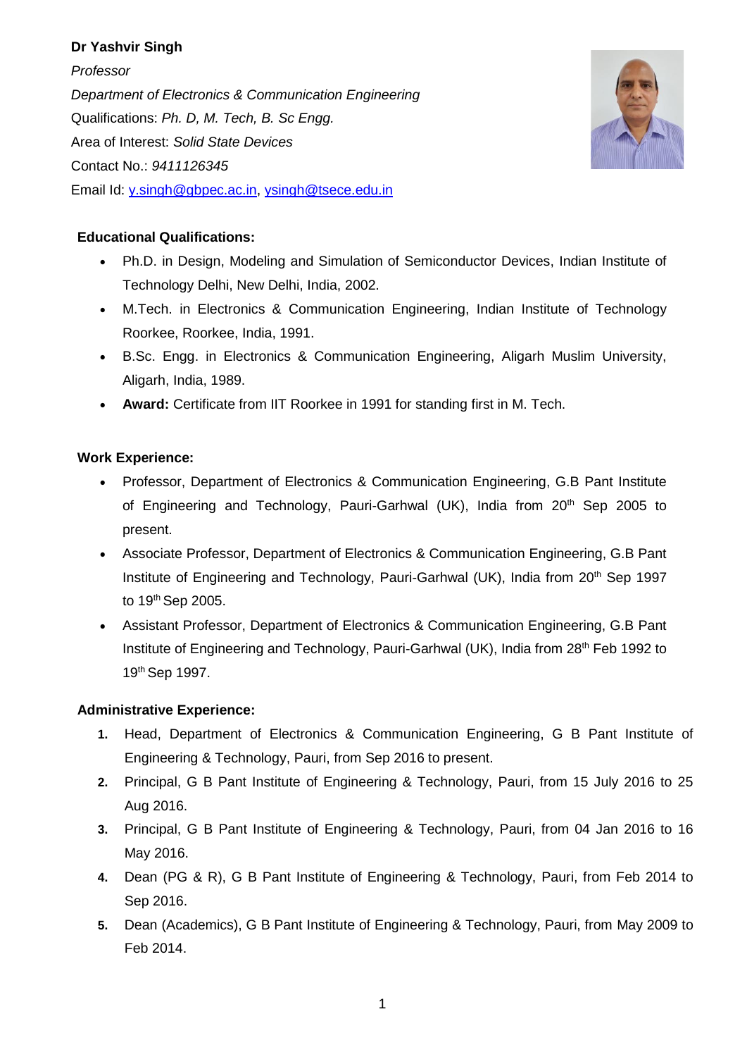**Dr Yashvir Singh**

*Professor*

*Department of Electronics & Communication Engineering*

Qualifications: *Ph. D, M. Tech, B. Sc Engg.*

Area of Interest: *Solid State Devices*

Contact No.: *9411126345*

Email Id: y.singh@gbpec.ac.in, ysingh@tsece.edu.in

## Educational Qualifications:

- Ph.D. in Design, Modeling and Simulation of Semiconductor Devices, Indian Institute of Technology Delhi, New Delhi, India, 2002.
- M.Tech. in Electronics & Communication Engineering, Indian Institute of Technology Roorkee, Roorkee, India, 1991.
- B.Sc. Engg. in Electronics & Communication Engineering, Aligarh Muslim University, Aligarh, India, 1989.
- **Award:** Certificate from IIT Roorkee in 1991 for standing first in M. Tech.

## Work Experience:

- Professor, Department of Electronics & Communication Engineering, G.B Pant Institute of Engineering and Technology, Pauri-Garhwal (UK), India from 20th Sep 2005 to present.
- Associate Professor, Department of Electronics & Communication Engineering, G.B Pant Institute of Engineering and Technology, Pauri-Garhwal (UK), India from 20th Sep 1997 to 19th Sep 2005.
- Assistant Professor, Department of Electronics & Communication Engineering, G.B Pant Institute of Engineering and Technology, Pauri-Garhwal (UK), India from 28th Feb 1992 to 19th Sep 1997.

## Administrative Experience:

1. Head, Department of Electronics & Communication Engineering, G B Pant Institute of Engineering & Technology, Pauri, from Sep 2016 to present.
2. Principal, G B Pant Institute of Engineering & Technology, Pauri, from 15 July 2016 to 25 Aug 2016.
3. Principal, G B Pant Institute of Engineering & Technology, Pauri, from 04 Jan 2016 to 16 May 2016.
4. Dean (PG & R), G B Pant Institute of Engineering & Technology, Pauri, from Feb 2014 to Sep 2016.
5. Dean (Academics), G B Pant Institute of Engineering & Technology, Pauri, from May 2009 to Feb 2014.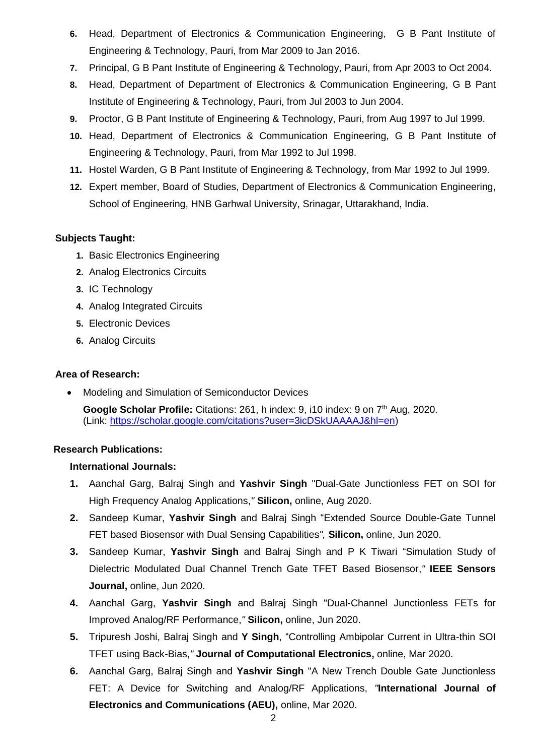6. Head, Department of Electronics & Communication Engineering, G B Pant Institute of Engineering & Technology, Pauri, from Mar 2009 to Jan 2016.
7. Principal, G B Pant Institute of Engineering & Technology, Pauri, from Apr 2003 to Oct 2004.
8. Head, Department of Department of Electronics & Communication Engineering, G B Pant Institute of Engineering & Technology, Pauri, from Jul 2003 to Jun 2004.
9. Proctor, G B Pant Institute of Engineering & Technology, Pauri, from Aug 1997 to Jul 1999.
10. Head, Department of Electronics & Communication Engineering, G B Pant Institute of Engineering & Technology, Pauri, from Mar 1992 to Jul 1998.
11. Hostel Warden, G B Pant Institute of Engineering & Technology, from Mar 1992 to Jul 1999.
12. Expert member, Board of Studies, Department of Electronics & Communication Engineering, School of Engineering, HNB Garhwal University, Srinagar, Uttarakhand, India.

**Subjects Taught:**

1. Basic Electronics Engineering
2. Analog Electronics Circuits
3. IC Technology
4. Analog Integrated Circuits
5. Electronic Devices
6. Analog Circuits

**Area of Research:**

- Modeling and Simulation of Semiconductor Devices

**Google Scholar Profile:** Citations: 261, h index: 9, i10 index: 9 on 7th Aug, 2020. (Link: [https://scholar.google.com/citations?user=3icDSkUAAAAJ&hl=en](https://scholar.google.com/citations?user=3icDSkUAAAAJ&hl=en))

**Research Publications:**

**International Journals:**

1. Aanchal Garg, Balraj Singh and **Yashvir Singh** "Dual-Gate Junctionless FET on SOI for High Frequency Analog Applications," **Silicon,** online, Aug 2020.
2. Sandeep Kumar, **Yashvir Singh** and Balraj Singh "Extended Source Double-Gate Tunnel FET based Biosensor with Dual Sensing Capabilities", **Silicon,** online, Jun 2020.
3. Sandeep Kumar, **Yashvir Singh** and Balraj Singh and P K Tiwari "Simulation Study of Dielectric Modulated Dual Channel Trench Gate TFET Based Biosensor," **IEEE Sensors Journal,** online, Jun 2020.
4. Aanchal Garg, **Yashvir Singh** and Balraj Singh "Dual-Channel Junctionless FETs for Improved Analog/RF Performance," **Silicon,** online, Jun 2020.
5. Tripuresh Joshi, Balraj Singh and **Y Singh**, "Controlling Ambipolar Current in Ultra-thin SOI TFET using Back-Bias," **Journal of Computational Electronics,** online, Mar 2020.
6. Aanchal Garg, Balraj Singh and **Yashvir Singh** "A New Trench Double Gate Junctionless FET: A Device for Switching and Analog/RF Applications, "**International Journal of Electronics and Communications (AEU),** online, Mar 2020.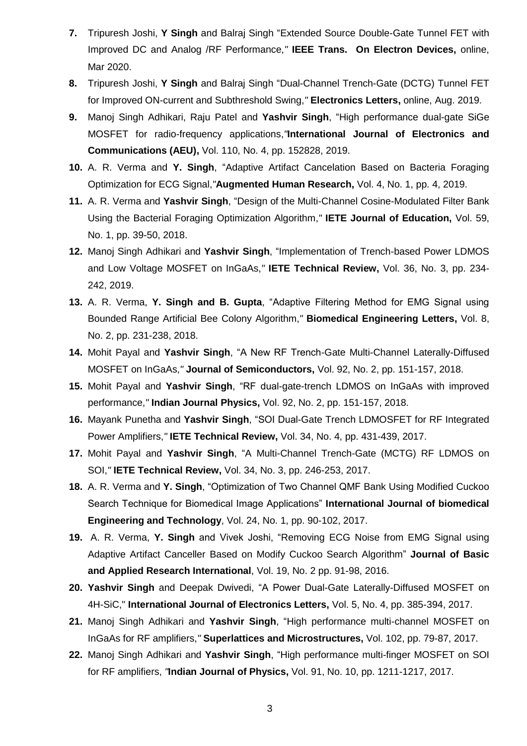7. Tripuresh Joshi, **Y Singh** and Balraj Singh "Extended Source Double-Gate Tunnel FET with Improved DC and Analog /RF Performance," **IEEE Trans. On Electron Devices,** online, Mar 2020.
8. Tripuresh Joshi, **Y Singh** and Balraj Singh "Dual-Channel Trench-Gate (DCTG) Tunnel FET for Improved ON-current and Subthreshold Swing," **Electronics Letters,** online, Aug. 2019.
9. Manoj Singh Adhikari, Raju Patel and **Yashvir Singh**, "High performance dual-gate SiGe MOSFET for radio-frequency applications,"**International Journal of Electronics and Communications (AEU),** Vol. 110, No. 4, pp. 152828, 2019.
10. A. R. Verma and **Y. Singh**, "Adaptive Artifact Cancelation Based on Bacteria Foraging Optimization for ECG Signal,"**Augmented Human Research,** Vol. 4, No. 1, pp. 4, 2019.
11. A. R. Verma and **Yashvir Singh**, "Design of the Multi-Channel Cosine-Modulated Filter Bank Using the Bacterial Foraging Optimization Algorithm," **IETE Journal of Education,** Vol. 59, No. 1, pp. 39-50, 2018.
12. Manoj Singh Adhikari and **Yashvir Singh**, "Implementation of Trench-based Power LDMOS and Low Voltage MOSFET on InGaAs," **IETE Technical Review,** Vol. 36, No. 3, pp. 234-242, 2019.
13. A. R. Verma, **Y. Singh and B. Gupta**, "Adaptive Filtering Method for EMG Signal using Bounded Range Artificial Bee Colony Algorithm," **Biomedical Engineering Letters,** Vol. 8, No. 2, pp. 231-238, 2018.
14. Mohit Payal and **Yashvir Singh**, "A New RF Trench-Gate Multi-Channel Laterally-Diffused MOSFET on InGaAs," **Journal of Semiconductors,** Vol. 92, No. 2, pp. 151-157, 2018.
15. Mohit Payal and **Yashvir Singh**, "RF dual-gate-trench LDMOS on InGaAs with improved performance," **Indian Journal Physics,** Vol. 92, No. 2, pp. 151-157, 2018.
16. Mayank Punetha and **Yashvir Singh**, "SOI Dual-Gate Trench LDMOSFET for RF Integrated Power Amplifiers," **IETE Technical Review,** Vol. 34, No. 4, pp. 431-439, 2017.
17. Mohit Payal and **Yashvir Singh**, "A Multi-Channel Trench-Gate (MCTG) RF LDMOS on SOI," **IETE Technical Review,** Vol. 34, No. 3, pp. 246-253, 2017.
18. A. R. Verma and **Y. Singh**, "Optimization of Two Channel QMF Bank Using Modified Cuckoo Search Technique for Biomedical Image Applications" **International Journal of biomedical Engineering and Technology**, Vol. 24, No. 1, pp. 90-102, 2017.
19. A. R. Verma, **Y. Singh** and Vivek Joshi, "Removing ECG Noise from EMG Signal using Adaptive Artifact Canceller Based on Modify Cuckoo Search Algorithm" **Journal of Basic and Applied Research International**, Vol. 19, No. 2 pp. 91-98, 2016.
20. **Yashvir Singh** and Deepak Dwivedi, "A Power Dual-Gate Laterally-Diffused MOSFET on 4H-SiC," **International Journal of Electronics Letters,** Vol. 5, No. 4, pp. 385-394, 2017.
21. Manoj Singh Adhikari and **Yashvir Singh**, "High performance multi-channel MOSFET on InGaAs for RF amplifiers," **Superlattices and Microstructures,** Vol. 102, pp. 79-87, 2017.
22. Manoj Singh Adhikari and **Yashvir Singh**, "High performance multi-finger MOSFET on SOI for RF amplifiers, "**Indian Journal of Physics,** Vol. 91, No. 10, pp. 1211-1217, 2017.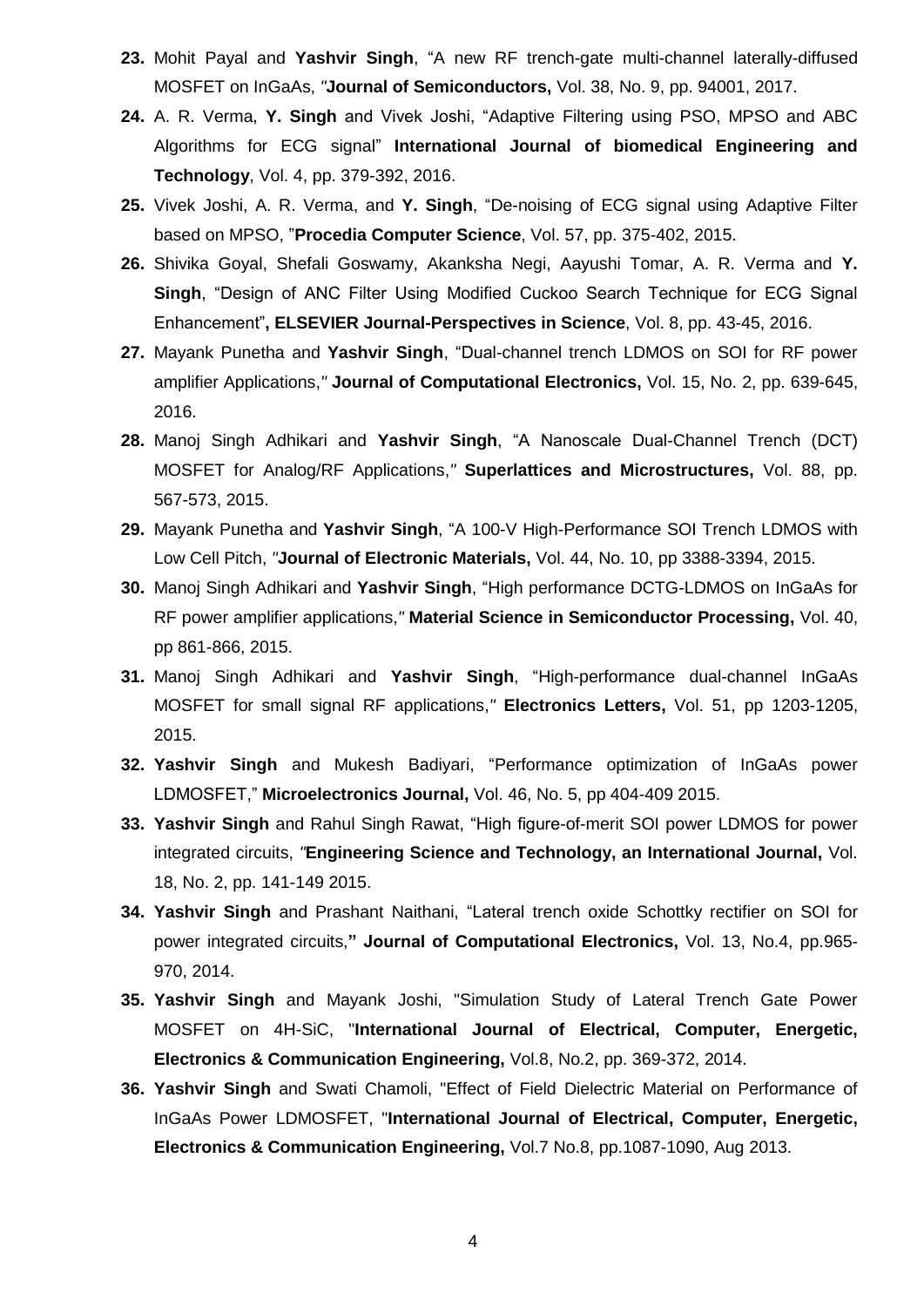23. Mohit Payal and **Yashvir Singh**, “A new RF trench-gate multi-channel laterally-diffused MOSFET on InGaAs, ”**Journal of Semiconductors,** Vol. 38, No. 9, pp. 94001, 2017.

24. A. R. Verma, **Y. Singh** and Vivek Joshi, “Adaptive Filtering using PSO, MPSO and ABC Algorithms for ECG signal” **International Journal of biomedical Engineering and Technology**, Vol. 4, pp. 379-392, 2016.

25. Vivek Joshi, A. R. Verma, and **Y. Singh**, “De-noising of ECG signal using Adaptive Filter based on MPSO, ”**Procedia Computer Science**, Vol. 57, pp. 375-402, 2015.

26. Shivika Goyal, Shefali Goswamy, Akanksha Negi, Aayushi Tomar, A. R. Verma and **Y. Singh**, “Design of ANC Filter Using Modified Cuckoo Search Technique for ECG Signal Enhancement”**, ELSEVIER Journal-Perspectives in Science**, Vol. 8, pp. 43-45, 2016.

27. Mayank Punetha and **Yashvir Singh**, “Dual-channel trench LDMOS on SOI for RF power amplifier Applications,” **Journal of Computational Electronics,** Vol. 15, No. 2, pp. 639-645, 2016.

28. Manoj Singh Adhikari and **Yashvir Singh**, “A Nanoscale Dual-Channel Trench (DCT) MOSFET for Analog/RF Applications,” **Superlattices and Microstructures,** Vol. 88, pp. 567-573, 2015.

29. Mayank Punetha and **Yashvir Singh**, “A 100-V High-Performance SOI Trench LDMOS with Low Cell Pitch, ”**Journal of Electronic Materials,** Vol. 44, No. 10, pp 3388-3394, 2015.

30. Manoj Singh Adhikari and **Yashvir Singh**, “High performance DCTG-LDMOS on InGaAs for RF power amplifier applications,” **Material Science in Semiconductor Processing,** Vol. 40, pp 861-866, 2015.

31. Manoj Singh Adhikari and **Yashvir Singh**, “High-performance dual-channel InGaAs MOSFET for small signal RF applications,” **Electronics Letters,** Vol. 51, pp 1203-1205, 2015.

32. **Yashvir Singh** and Mukesh Badiyari, “Performance optimization of InGaAs power LDMOSFET,” **Microelectronics Journal,** Vol. 46, No. 5, pp 404-409 2015.

33. **Yashvir Singh** and Rahul Singh Rawat, “High figure-of-merit SOI power LDMOS for power integrated circuits, ”**Engineering Science and Technology, an International Journal,** Vol. 18, No. 2, pp. 141-149 2015.

34. **Yashvir Singh** and Prashant Naithani, “Lateral trench oxide Schottky rectifier on SOI for power integrated circuits,**” Journal of Computational Electronics,** Vol. 13, No.4, pp.965-970, 2014.

35. **Yashvir Singh** and Mayank Joshi, "Simulation Study of Lateral Trench Gate Power MOSFET on 4H-SiC, "**International Journal of Electrical, Computer, Energetic, Electronics & Communication Engineering,** Vol.8, No.2, pp. 369-372, 2014.

36. **Yashvir Singh** and Swati Chamoli, "Effect of Field Dielectric Material on Performance of InGaAs Power LDMOSFET, "**International Journal of Electrical, Computer, Energetic, Electronics & Communication Engineering,** Vol.7 No.8, pp.1087-1090, Aug 2013.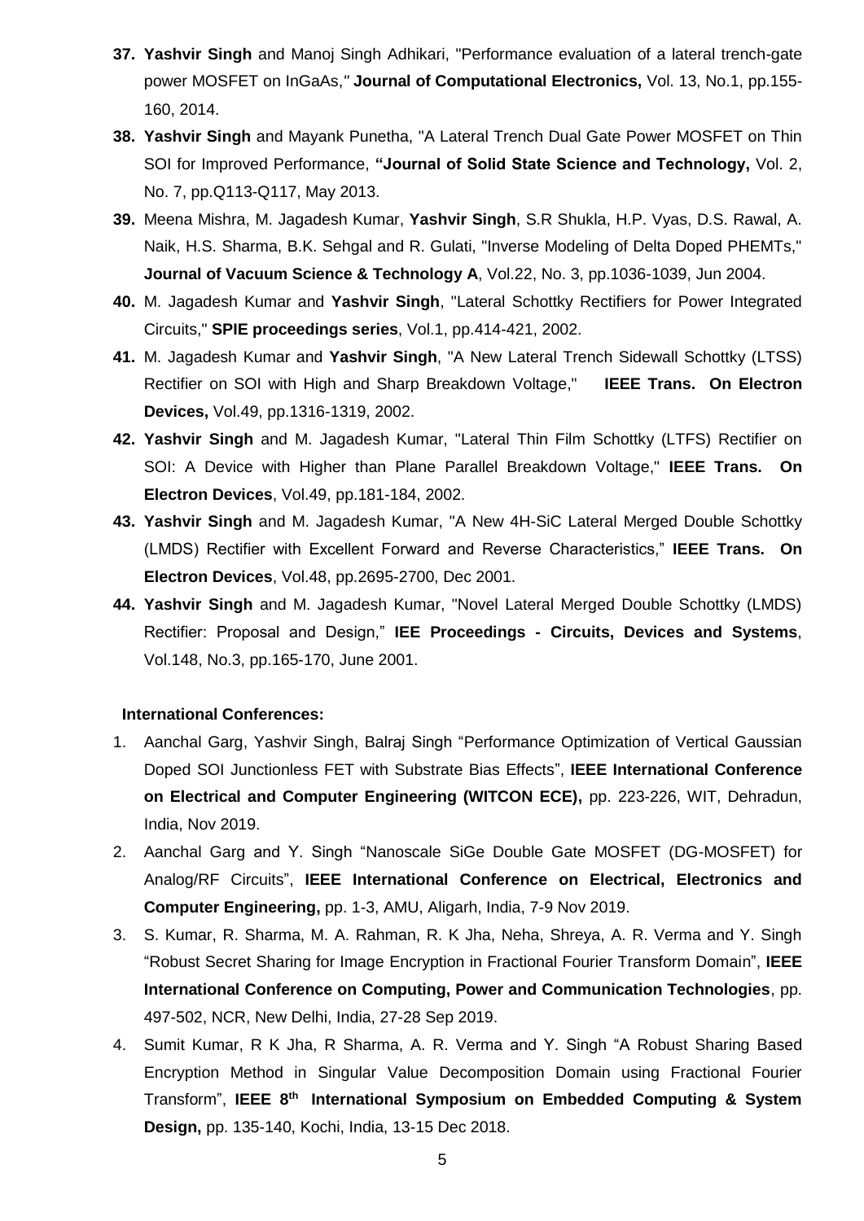37. **Yashvir Singh** and Manoj Singh Adhikari, "Performance evaluation of a lateral trench-gate power MOSFET on InGaAs," **Journal of Computational Electronics,** Vol. 13, No.1, pp.155-160, 2014.

38. **Yashvir Singh** and Mayank Punetha, "A Lateral Trench Dual Gate Power MOSFET on Thin SOI for Improved Performance, **"Journal of Solid State Science and Technology,** Vol. 2, No. 7, pp.Q113-Q117, May 2013.

39. Meena Mishra, M. Jagadesh Kumar, **Yashvir Singh**, S.R Shukla, H.P. Vyas, D.S. Rawal, A. Naik, H.S. Sharma, B.K. Sehgal and R. Gulati, "Inverse Modeling of Delta Doped PHEMTs," **Journal of Vacuum Science & Technology A**, Vol.22, No. 3, pp.1036-1039, Jun 2004.

40. M. Jagadesh Kumar and **Yashvir Singh**, "Lateral Schottky Rectifiers for Power Integrated Circuits," **SPIE proceedings series**, Vol.1, pp.414-421, 2002.

41. M. Jagadesh Kumar and **Yashvir Singh**, "A New Lateral Trench Sidewall Schottky (LTSS) Rectifier on SOI with High and Sharp Breakdown Voltage," **IEEE Trans. On Electron Devices,** Vol.49, pp.1316-1319, 2002.

42. **Yashvir Singh** and M. Jagadesh Kumar, "Lateral Thin Film Schottky (LTFS) Rectifier on SOI: A Device with Higher than Plane Parallel Breakdown Voltage," **IEEE Trans. On Electron Devices**, Vol.49, pp.181-184, 2002.

43. **Yashvir Singh** and M. Jagadesh Kumar, "A New 4H-SiC Lateral Merged Double Schottky (LMDS) Rectifier with Excellent Forward and Reverse Characteristics," **IEEE Trans. On Electron Devices**, Vol.48, pp.2695-2700, Dec 2001.

44. **Yashvir Singh** and M. Jagadesh Kumar, "Novel Lateral Merged Double Schottky (LMDS) Rectifier: Proposal and Design," **IEE Proceedings - Circuits, Devices and Systems**, Vol.148, No.3, pp.165-170, June 2001.

**International Conferences:**

1. Aanchal Garg, Yashvir Singh, Balraj Singh "Performance Optimization of Vertical Gaussian Doped SOI Junctionless FET with Substrate Bias Effects", **IEEE International Conference on Electrical and Computer Engineering (WITCON ECE),** pp. 223-226, WIT, Dehradun, India, Nov 2019.

2. Aanchal Garg and Y. Singh "Nanoscale SiGe Double Gate MOSFET (DG-MOSFET) for Analog/RF Circuits", **IEEE International Conference on Electrical, Electronics and Computer Engineering,** pp. 1-3, AMU, Aligarh, India, 7-9 Nov 2019.

3. S. Kumar, R. Sharma, M. A. Rahman, R. K Jha, Neha, Shreya, A. R. Verma and Y. Singh "Robust Secret Sharing for Image Encryption in Fractional Fourier Transform Domain", **IEEE International Conference on Computing, Power and Communication Technologies**, pp. 497-502, NCR, New Delhi, India, 27-28 Sep 2019.

4. Sumit Kumar, R K Jha, R Sharma, A. R. Verma and Y. Singh "A Robust Sharing Based Encryption Method in Singular Value Decomposition Domain using Fractional Fourier Transform", **IEEE 8th International Symposium on Embedded Computing & System Design,** pp. 135-140, Kochi, India, 13-15 Dec 2018.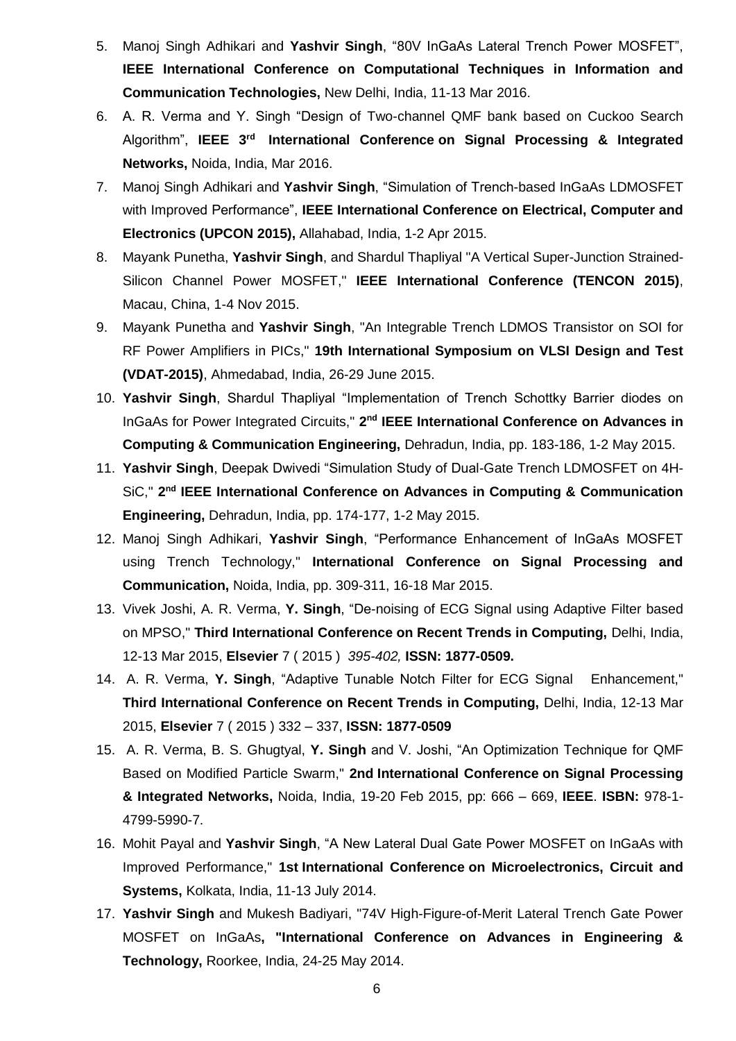5. Manoj Singh Adhikari and **Yashvir Singh**, “80V InGaAs Lateral Trench Power MOSFET”, **IEEE International Conference on Computational Techniques in Information and Communication Technologies,** New Delhi, India, 11-13 Mar 2016.
6. A. R. Verma and Y. Singh “Design of Two-channel QMF bank based on Cuckoo Search Algorithm”, **IEEE 3rd International Conference on Signal Processing & Integrated Networks,** Noida, India, Mar 2016.
7. Manoj Singh Adhikari and **Yashvir Singh**, “Simulation of Trench-based InGaAs LDMOSFET with Improved Performance”, **IEEE International Conference on Electrical, Computer and Electronics (UPCON 2015),** Allahabad, India, 1-2 Apr 2015.
8. Mayank Punetha, **Yashvir Singh**, and Shardul Thapliyal "A Vertical Super-Junction Strained-Silicon Channel Power MOSFET," **IEEE International Conference (TENCON 2015)**, Macau, China, 1-4 Nov 2015.
9. Mayank Punetha and **Yashvir Singh**, "An Integrable Trench LDMOS Transistor on SOI for RF Power Amplifiers in PICs," **19th International Symposium on VLSI Design and Test (VDAT-2015)**, Ahmedabad, India, 26-29 June 2015.
10. **Yashvir Singh**, Shardul Thapliyal “Implementation of Trench Schottky Barrier diodes on InGaAs for Power Integrated Circuits," **2nd IEEE International Conference on Advances in Computing & Communication Engineering,** Dehradun, India, pp. 183-186, 1-2 May 2015.
11. **Yashvir Singh**, Deepak Dwivedi “Simulation Study of Dual-Gate Trench LDMOSFET on 4H-SiC," **2nd IEEE International Conference on Advances in Computing & Communication Engineering,** Dehradun, India, pp. 174-177, 1-2 May 2015.
12. Manoj Singh Adhikari, **Yashvir Singh**, “Performance Enhancement of InGaAs MOSFET using Trench Technology," **International Conference on Signal Processing and Communication,** Noida, India, pp. 309-311, 16-18 Mar 2015.
13. Vivek Joshi, A. R. Verma, **Y. Singh**, “De-noising of ECG Signal using Adaptive Filter based on MPSO," **Third International Conference on Recent Trends in Computing,** Delhi, India, 12-13 Mar 2015, **Elsevier** 7 ( 2015 ) *395-402,* **ISSN: 1877-0509.**
14. A. R. Verma, **Y. Singh**, “Adaptive Tunable Notch Filter for ECG Signal Enhancement," **Third International Conference on Recent Trends in Computing,** Delhi, India, 12-13 Mar 2015, **Elsevier** 7 ( 2015 ) 332 – 337, **ISSN: 1877-0509**
15. A. R. Verma, B. S. Ghugtyal, **Y. Singh** and V. Joshi, “An Optimization Technique for QMF Based on Modified Particle Swarm," **2nd International Conference on Signal Processing & Integrated Networks,** Noida, India, 19-20 Feb 2015, pp: 666 – 669, **IEEE**. **ISBN:** 978-1-4799-5990-7.
16. Mohit Payal and **Yashvir Singh**, “A New Lateral Dual Gate Power MOSFET on InGaAs with Improved Performance," **1st International Conference on Microelectronics, Circuit and Systems,** Kolkata, India, 11-13 July 2014.
17. **Yashvir Singh** and Mukesh Badiyari, "74V High-Figure-of-Merit Lateral Trench Gate Power MOSFET on InGaAs**, "International Conference on Advances in Engineering & Technology,** Roorkee, India, 24-25 May 2014.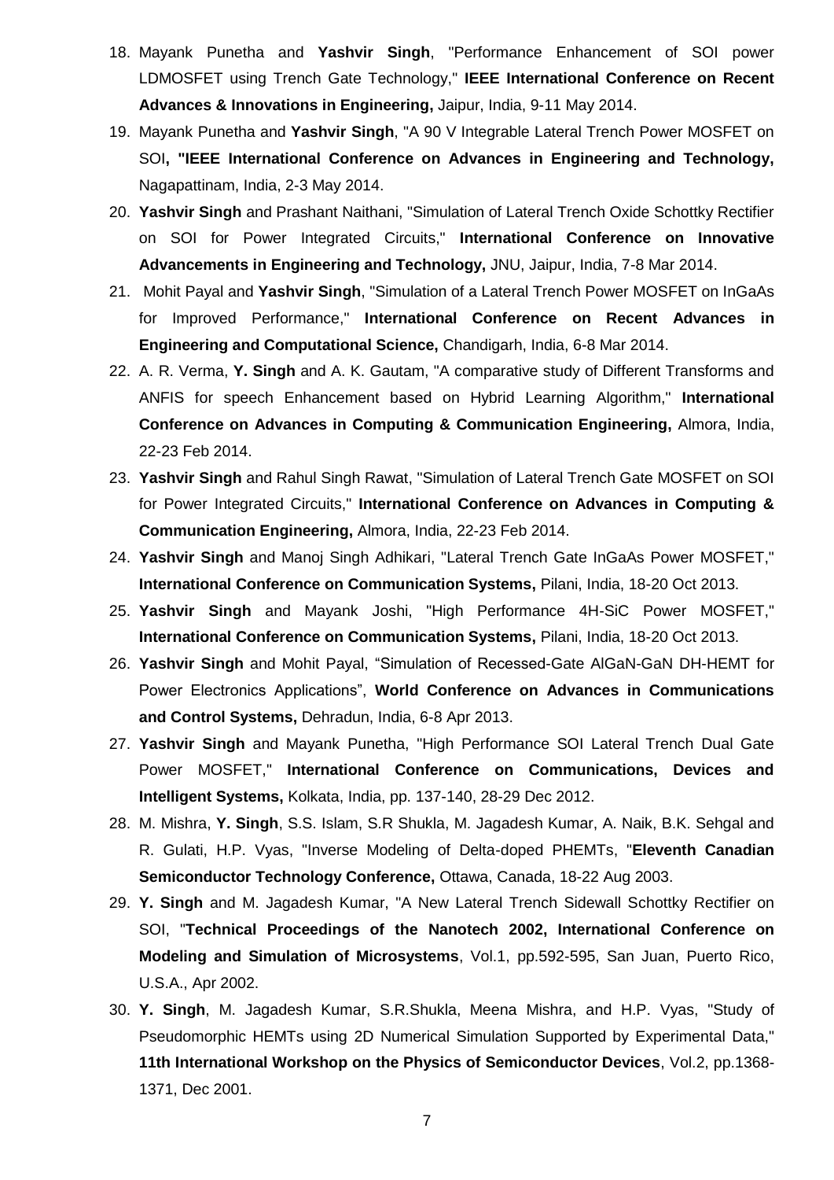18. Mayank Punetha and **Yashvir Singh**, "Performance Enhancement of SOI power LDMOSFET using Trench Gate Technology," **IEEE International Conference on Recent Advances & Innovations in Engineering,** Jaipur, India, 9-11 May 2014.
19. Mayank Punetha and **Yashvir Singh**, "A 90 V Integrable Lateral Trench Power MOSFET on SOI**, "IEEE International Conference on Advances in Engineering and Technology,** Nagapattinam, India, 2-3 May 2014.
20. **Yashvir Singh** and Prashant Naithani, "Simulation of Lateral Trench Oxide Schottky Rectifier on SOI for Power Integrated Circuits," **International Conference on Innovative Advancements in Engineering and Technology,** JNU, Jaipur, India, 7-8 Mar 2014.
21. Mohit Payal and **Yashvir Singh**, "Simulation of a Lateral Trench Power MOSFET on InGaAs for Improved Performance," **International Conference on Recent Advances in Engineering and Computational Science,** Chandigarh, India, 6-8 Mar 2014.
22. A. R. Verma, **Y. Singh** and A. K. Gautam, "A comparative study of Different Transforms and ANFIS for speech Enhancement based on Hybrid Learning Algorithm," **International Conference on Advances in Computing & Communication Engineering,** Almora, India, 22-23 Feb 2014.
23. **Yashvir Singh** and Rahul Singh Rawat, "Simulation of Lateral Trench Gate MOSFET on SOI for Power Integrated Circuits," **International Conference on Advances in Computing & Communication Engineering,** Almora, India, 22-23 Feb 2014.
24. **Yashvir Singh** and Manoj Singh Adhikari, "Lateral Trench Gate InGaAs Power MOSFET," **International Conference on Communication Systems,** Pilani, India, 18-20 Oct 2013.
25. **Yashvir Singh** and Mayank Joshi, "High Performance 4H-SiC Power MOSFET," **International Conference on Communication Systems,** Pilani, India, 18-20 Oct 2013.
26. **Yashvir Singh** and Mohit Payal, "Simulation of Recessed-Gate AlGaN-GaN DH-HEMT for Power Electronics Applications", **World Conference on Advances in Communications and Control Systems,** Dehradun, India, 6-8 Apr 2013.
27. **Yashvir Singh** and Mayank Punetha, "High Performance SOI Lateral Trench Dual Gate Power MOSFET," **International Conference on Communications, Devices and Intelligent Systems,** Kolkata, India, pp. 137-140, 28-29 Dec 2012.
28. M. Mishra, **Y. Singh**, S.S. Islam, S.R Shukla, M. Jagadesh Kumar, A. Naik, B.K. Sehgal and R. Gulati, H.P. Vyas, "Inverse Modeling of Delta-doped PHEMTs, "**Eleventh Canadian Semiconductor Technology Conference,** Ottawa, Canada, 18-22 Aug 2003.
29. **Y. Singh** and M. Jagadesh Kumar, "A New Lateral Trench Sidewall Schottky Rectifier on SOI, "**Technical Proceedings of the Nanotech 2002, International Conference on Modeling and Simulation of Microsystems**, Vol.1, pp.592-595, San Juan, Puerto Rico, U.S.A., Apr 2002.
30. **Y. Singh**, M. Jagadesh Kumar, S.R.Shukla, Meena Mishra, and H.P. Vyas, "Study of Pseudomorphic HEMTs using 2D Numerical Simulation Supported by Experimental Data," **11th International Workshop on the Physics of Semiconductor Devices**, Vol.2, pp.1368-1371, Dec 2001.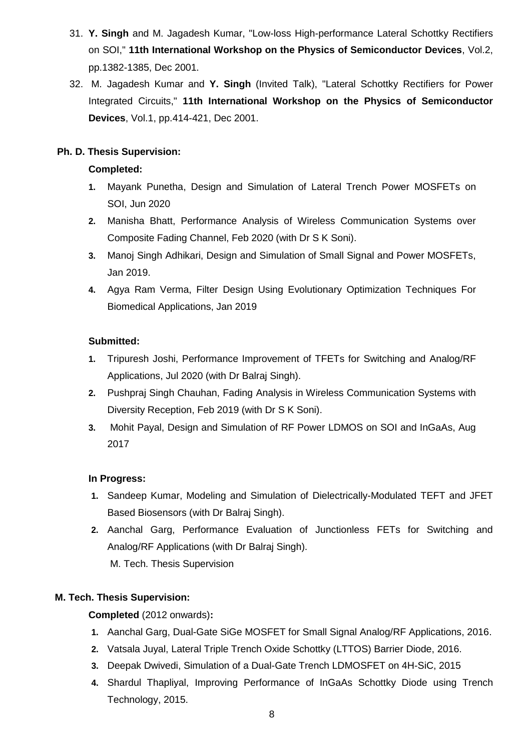31. **Y. Singh** and M. Jagadesh Kumar, "Low-loss High-performance Lateral Schottky Rectifiers on SOI," **11th International Workshop on the Physics of Semiconductor Devices**, Vol.2, pp.1382-1385, Dec 2001.
32. M. Jagadesh Kumar and **Y. Singh** (Invited Talk), "Lateral Schottky Rectifiers for Power Integrated Circuits," **11th International Workshop on the Physics of Semiconductor Devices**, Vol.1, pp.414-421, Dec 2001.

**Ph. D. Thesis Supervision:**

**Completed:**

1. Mayank Punetha, Design and Simulation of Lateral Trench Power MOSFETs on SOI, Jun 2020
2. Manisha Bhatt, Performance Analysis of Wireless Communication Systems over Composite Fading Channel, Feb 2020 (with Dr S K Soni).
3. Manoj Singh Adhikari, Design and Simulation of Small Signal and Power MOSFETs, Jan 2019.
4. Agya Ram Verma, Filter Design Using Evolutionary Optimization Techniques For Biomedical Applications, Jan 2019

**Submitted:**

1. Tripuresh Joshi, Performance Improvement of TFETs for Switching and Analog/RF Applications, Jul 2020 (with Dr Balraj Singh).
2. Pushpraj Singh Chauhan, Fading Analysis in Wireless Communication Systems with Diversity Reception, Feb 2019 (with Dr S K Soni).
3. Mohit Payal, Design and Simulation of RF Power LDMOS on SOI and InGaAs, Aug 2017

**In Progress:**

1. Sandeep Kumar, Modeling and Simulation of Dielectrically-Modulated TEFT and JFET Based Biosensors (with Dr Balraj Singh).
2. Aanchal Garg, Performance Evaluation of Junctionless FETs for Switching and Analog/RF Applications (with Dr Balraj Singh).
   M. Tech. Thesis Supervision

**M. Tech. Thesis Supervision:**

**Completed** (2012 onwards)**:**

1. Aanchal Garg, Dual-Gate SiGe MOSFET for Small Signal Analog/RF Applications, 2016.
2. Vatsala Juyal, Lateral Triple Trench Oxide Schottky (LTTOS) Barrier Diode, 2016.
3. Deepak Dwivedi, Simulation of a Dual-Gate Trench LDMOSFET on 4H-SiC, 2015
4. Shardul Thapliyal, Improving Performance of InGaAs Schottky Diode using Trench Technology, 2015.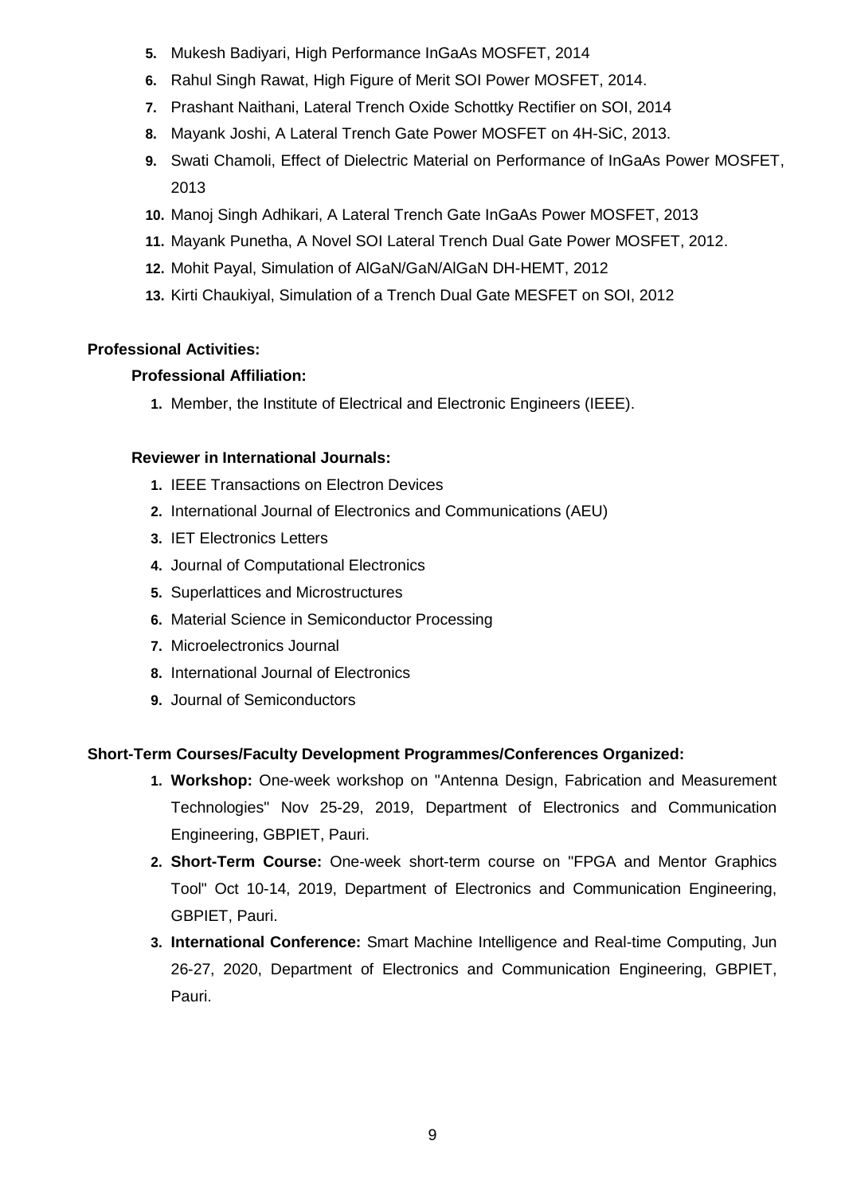5. Mukesh Badiyari, High Performance InGaAs MOSFET, 2014
6. Rahul Singh Rawat, High Figure of Merit SOI Power MOSFET, 2014.
7. Prashant Naithani, Lateral Trench Oxide Schottky Rectifier on SOI, 2014
8. Mayank Joshi, A Lateral Trench Gate Power MOSFET on 4H-SiC, 2013.
9. Swati Chamoli, Effect of Dielectric Material on Performance of InGaAs Power MOSFET, 2013
10. Manoj Singh Adhikari, A Lateral Trench Gate InGaAs Power MOSFET, 2013
11. Mayank Punetha, A Novel SOI Lateral Trench Dual Gate Power MOSFET, 2012.
12. Mohit Payal, Simulation of AlGaN/GaN/AlGaN DH-HEMT, 2012
13. Kirti Chaukiyal, Simulation of a Trench Dual Gate MESFET on SOI, 2012

**Professional Activities:**

**Professional Affiliation:**

1. Member, the Institute of Electrical and Electronic Engineers (IEEE).

**Reviewer in International Journals:**

1. IEEE Transactions on Electron Devices
2. International Journal of Electronics and Communications (AEU)
3. IET Electronics Letters
4. Journal of Computational Electronics
5. Superlattices and Microstructures
6. Material Science in Semiconductor Processing
7. Microelectronics Journal
8. International Journal of Electronics
9. Journal of Semiconductors

**Short-Term Courses/Faculty Development Programmes/Conferences Organized:**

1. **Workshop:** One-week workshop on "Antenna Design, Fabrication and Measurement Technologies" Nov 25-29, 2019, Department of Electronics and Communication Engineering, GBPIET, Pauri.
2. **Short-Term Course:** One-week short-term course on "FPGA and Mentor Graphics Tool" Oct 10-14, 2019, Department of Electronics and Communication Engineering, GBPIET, Pauri.
3. **International Conference:** Smart Machine Intelligence and Real-time Computing, Jun 26-27, 2020, Department of Electronics and Communication Engineering, GBPIET, Pauri.